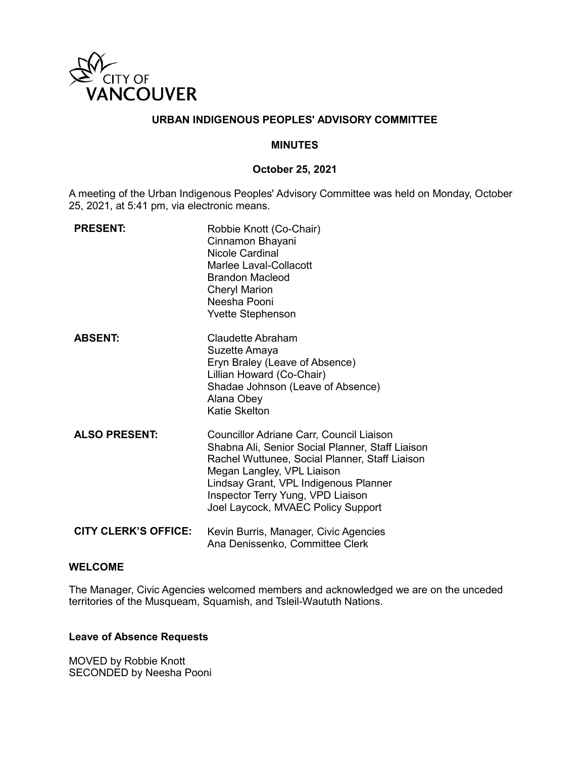# URBAN INDIGENOUS PEOPLES' ADVISORY COMMITTEE

## MINUTES

### October 25, 2021

A meeting of the Urban Indigenous Peoples' Advisory Committee was held on Monday, October 25, 2021, at 5:41 pm, via electronic means.

| | |
|---|---|
| **PRESENT:** | Robbie Knott (Co-Chair)<br>Cinnamon Bhayani<br>Nicole Cardinal<br>Marlee Laval-Collacott<br>Brandon Macleod<br>Cheryl Marion<br>Neesha Pooni<br>Yvette Stephenson |
| **ABSENT:** | Claudette Abraham<br>Suzette Amaya<br>Eryn Braley (Leave of Absence)<br>Lillian Howard (Co-Chair)<br>Shadae Johnson (Leave of Absence)<br>Alana Obey<br>Katie Skelton |
| **ALSO PRESENT:** | Councillor Adriane Carr, Council Liaison<br>Shabna Ali, Senior Social Planner, Staff Liaison<br>Rachel Wuttunee, Social Planner, Staff Liaison<br>Megan Langley, VPL Liaison<br>Lindsay Grant, VPL Indigenous Planner<br>Inspector Terry Yung, VPD Liaison<br>Joel Laycock, MVAEC Policy Support |
| **CITY CLERK'S OFFICE:** | Kevin Burris, Manager, Civic Agencies<br>Ana Denissenko, Committee Clerk |

## WELCOME

The Manager, Civic Agencies welcomed members and acknowledged we are on the unceded territories of the Musqueam, Squamish, and Tsleil-Waututh Nations.

### Leave of Absence Requests

MOVED by Robbie Knott
SECONDED by Neesha Pooni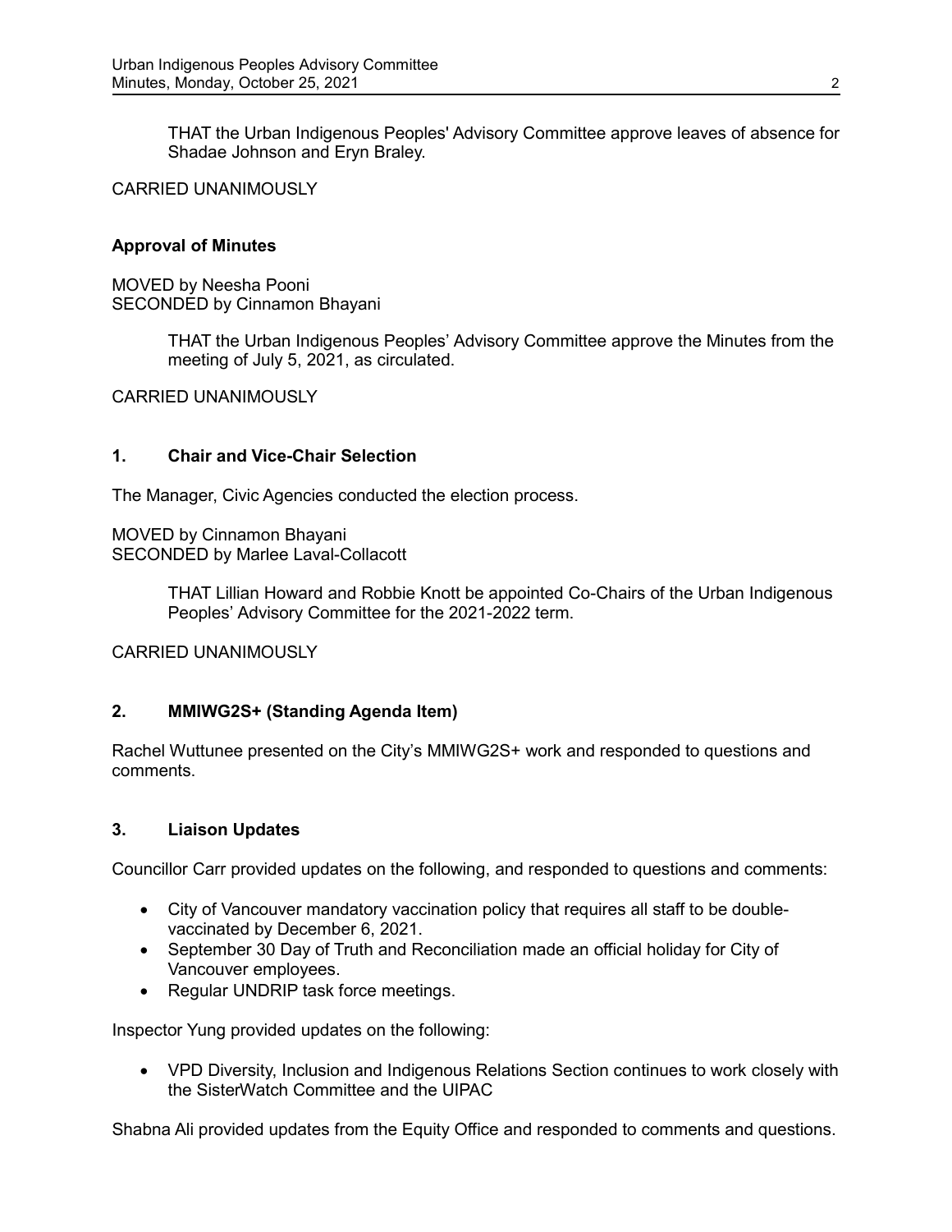THAT the Urban Indigenous Peoples' Advisory Committee approve leaves of absence for Shadae Johnson and Eryn Braley.

CARRIED UNANIMOUSLY

**Approval of Minutes**

MOVED by Neesha Pooni
SECONDED by Cinnamon Bhayani

THAT the Urban Indigenous Peoples' Advisory Committee approve the Minutes from the meeting of July 5, 2021, as circulated.

CARRIED UNANIMOUSLY

## 1. Chair and Vice-Chair Selection

The Manager, Civic Agencies conducted the election process.

MOVED by Cinnamon Bhayani
SECONDED by Marlee Laval-Collacott

THAT Lillian Howard and Robbie Knott be appointed Co-Chairs of the Urban Indigenous Peoples' Advisory Committee for the 2021-2022 term.

CARRIED UNANIMOUSLY

## 2. MMIWG2S+ (Standing Agenda Item)

Rachel Wuttunee presented on the City's MMIWG2S+ work and responded to questions and comments.

## 3. Liaison Updates

Councillor Carr provided updates on the following, and responded to questions and comments:

- City of Vancouver mandatory vaccination policy that requires all staff to be double-vaccinated by December 6, 2021.
- September 30 Day of Truth and Reconciliation made an official holiday for City of Vancouver employees.
- Regular UNDRIP task force meetings.

Inspector Yung provided updates on the following:

- VPD Diversity, Inclusion and Indigenous Relations Section continues to work closely with the SisterWatch Committee and the UIPAC

Shabna Ali provided updates from the Equity Office and responded to comments and questions.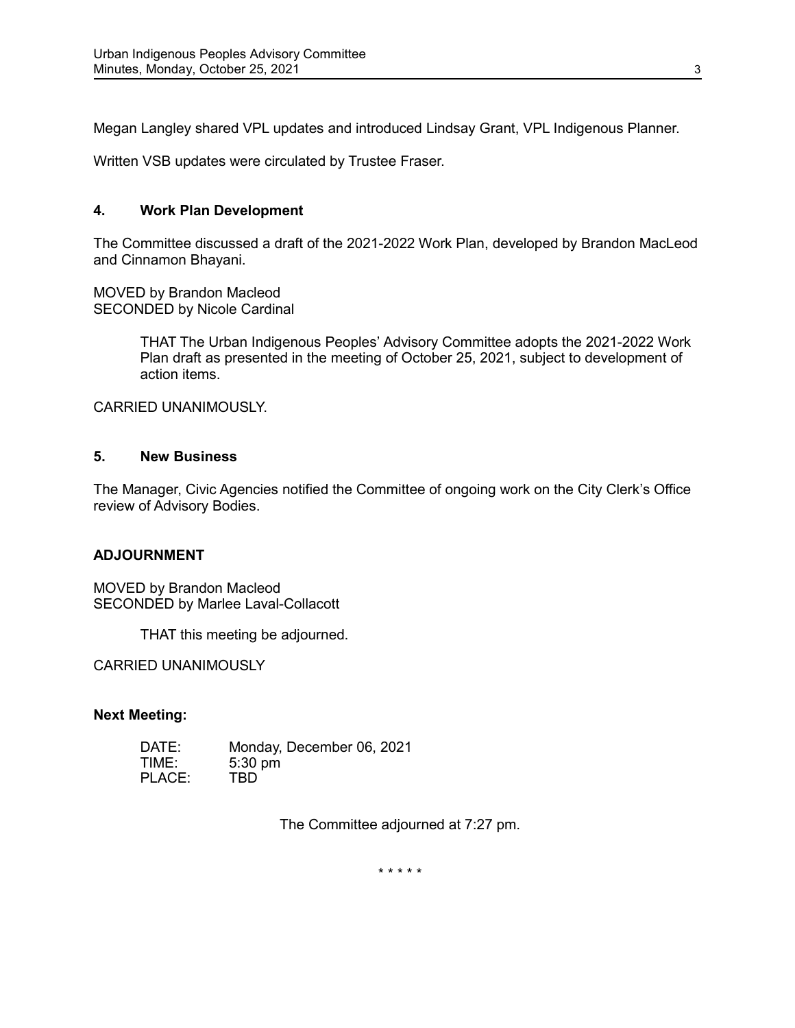Megan Langley shared VPL updates and introduced Lindsay Grant, VPL Indigenous Planner.

Written VSB updates were circulated by Trustee Fraser.

### 4. Work Plan Development

The Committee discussed a draft of the 2021-2022 Work Plan, developed by Brandon MacLeod and Cinnamon Bhayani.

MOVED by Brandon Macleod
SECONDED by Nicole Cardinal

> THAT The Urban Indigenous Peoples' Advisory Committee adopts the 2021-2022 Work Plan draft as presented in the meeting of October 25, 2021, subject to development of action items.

CARRIED UNANIMOUSLY.

### 5. New Business

The Manager, Civic Agencies notified the Committee of ongoing work on the City Clerk's Office review of Advisory Bodies.

### ADJOURNMENT

MOVED by Brandon Macleod
SECONDED by Marlee Laval-Collacott

> THAT this meeting be adjourned.

CARRIED UNANIMOUSLY

**Next Meeting:**

| | |
|---|---|
| DATE: | Monday, December 06, 2021 |
| TIME: | 5:30 pm |
| PLACE: | TBD |

The Committee adjourned at 7:27 pm.

\* \* \* \* \*